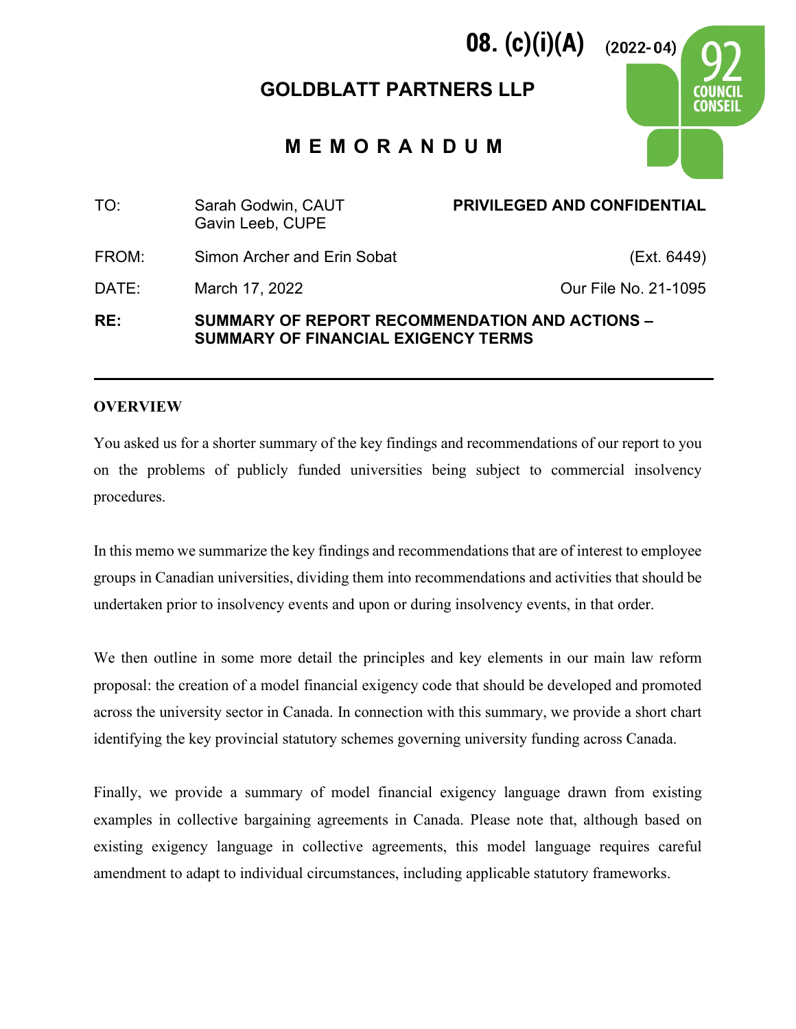08. (c)(i)(A) (2022-04)

92 COUNCIL CONSEIL

# GOLDBLATT PARTNERS LLP

## M E M O R A N D U M

| | | |
|---|---|---|
| TO: | Sarah Godwin, CAUT<br>Gavin Leeb, CUPE | **PRIVILEGED AND CONFIDENTIAL** |
| FROM: | Simon Archer and Erin Sobat | (Ext. 6449) |
| DATE: | March 17, 2022 | Our File No. 21-1095 |
| **RE:** | **SUMMARY OF REPORT RECOMMENDATION AND ACTIONS – SUMMARY OF FINANCIAL EXIGENCY TERMS** | |

---

**OVERVIEW**

You asked us for a shorter summary of the key findings and recommendations of our report to you on the problems of publicly funded universities being subject to commercial insolvency procedures.

In this memo we summarize the key findings and recommendations that are of interest to employee groups in Canadian universities, dividing them into recommendations and activities that should be undertaken prior to insolvency events and upon or during insolvency events, in that order.

We then outline in some more detail the principles and key elements in our main law reform proposal: the creation of a model financial exigency code that should be developed and promoted across the university sector in Canada. In connection with this summary, we provide a short chart identifying the key provincial statutory schemes governing university funding across Canada.

Finally, we provide a summary of model financial exigency language drawn from existing examples in collective bargaining agreements in Canada. Please note that, although based on existing exigency language in collective agreements, this model language requires careful amendment to adapt to individual circumstances, including applicable statutory frameworks.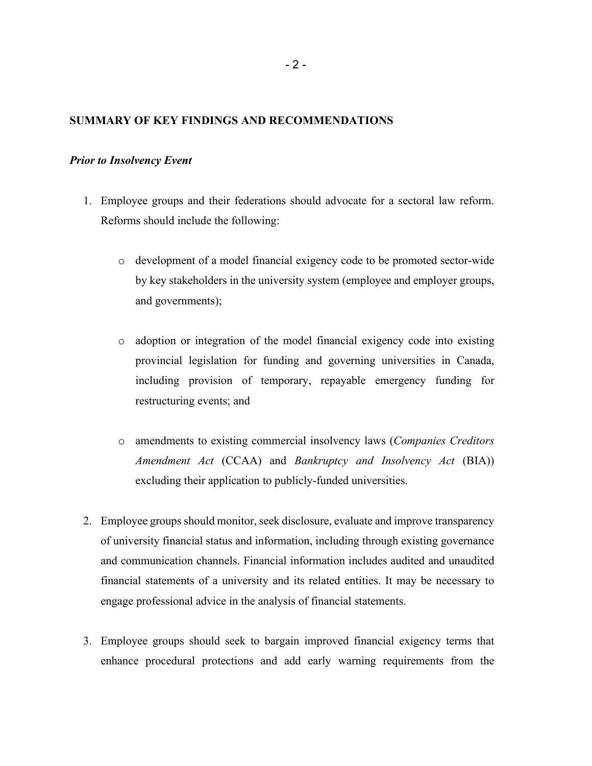## SUMMARY OF KEY FINDINGS AND RECOMMENDATIONS

### *Prior to Insolvency Event*

1. Employee groups and their federations should advocate for a sectoral law reform. Reforms should include the following:

    - development of a model financial exigency code to be promoted sector-wide by key stakeholders in the university system (employee and employer groups, and governments);

    - adoption or integration of the model financial exigency code into existing provincial legislation for funding and governing universities in Canada, including provision of temporary, repayable emergency funding for restructuring events; and

    - amendments to existing commercial insolvency laws (*Companies Creditors Amendment Act* (CCAA) and *Bankruptcy and Insolvency Act* (BIA)) excluding their application to publicly-funded universities.

2. Employee groups should monitor, seek disclosure, evaluate and improve transparency of university financial status and information, including through existing governance and communication channels. Financial information includes audited and unaudited financial statements of a university and its related entities. It may be necessary to engage professional advice in the analysis of financial statements.

3. Employee groups should seek to bargain improved financial exigency terms that enhance procedural protections and add early warning requirements from the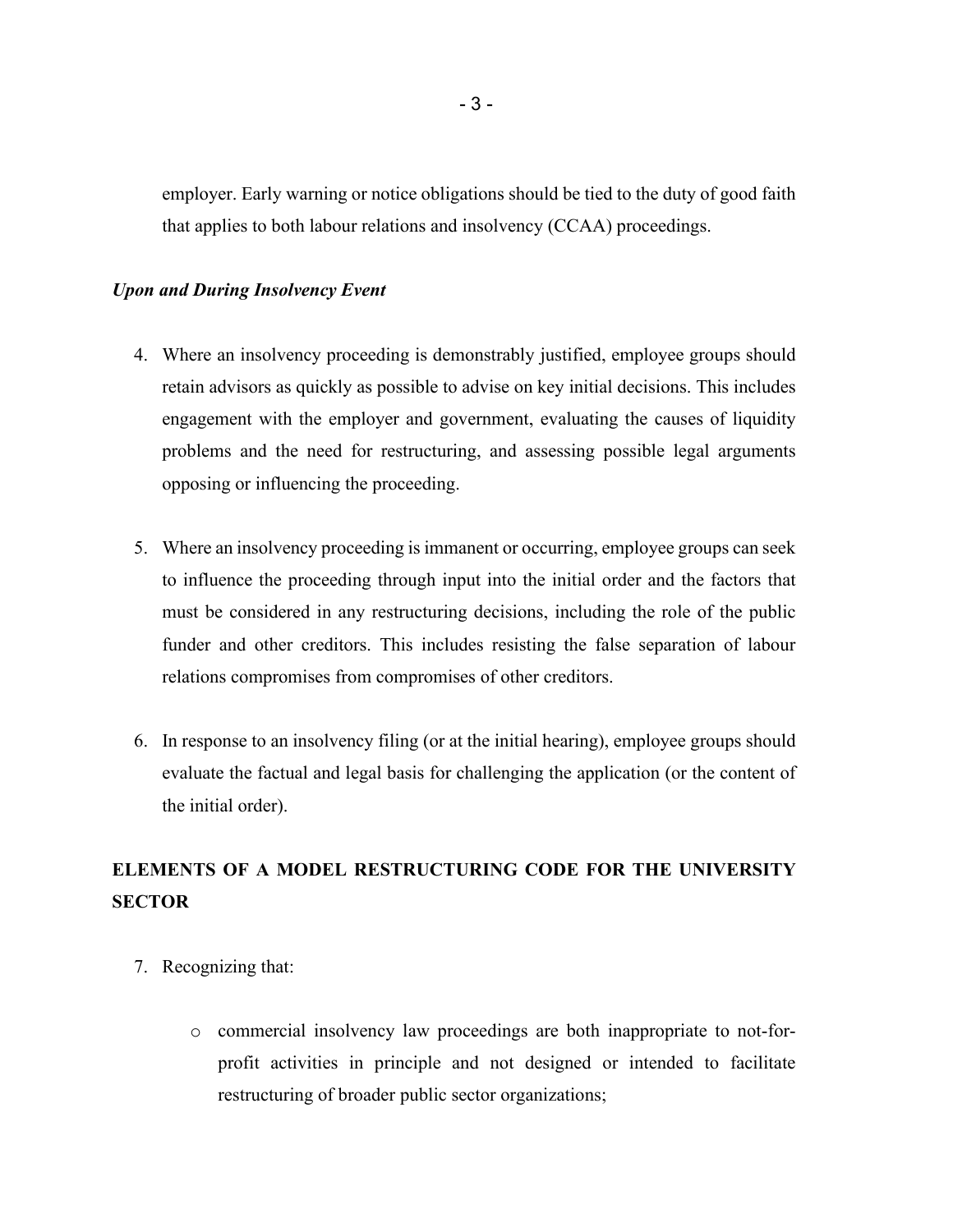employer. Early warning or notice obligations should be tied to the duty of good faith that applies to both labour relations and insolvency (CCAA) proceedings.

***Upon and During Insolvency Event***

4. Where an insolvency proceeding is demonstrably justified, employee groups should retain advisors as quickly as possible to advise on key initial decisions. This includes engagement with the employer and government, evaluating the causes of liquidity problems and the need for restructuring, and assessing possible legal arguments opposing or influencing the proceeding.

5. Where an insolvency proceeding is immanent or occurring, employee groups can seek to influence the proceeding through input into the initial order and the factors that must be considered in any restructuring decisions, including the role of the public funder and other creditors. This includes resisting the false separation of labour relations compromises from compromises of other creditors.

6. In response to an insolvency filing (or at the initial hearing), employee groups should evaluate the factual and legal basis for challenging the application (or the content of the initial order).

## ELEMENTS OF A MODEL RESTRUCTURING CODE FOR THE UNIVERSITY SECTOR

7. Recognizing that:

    - commercial insolvency law proceedings are both inappropriate to not-for-profit activities in principle and not designed or intended to facilitate restructuring of broader public sector organizations;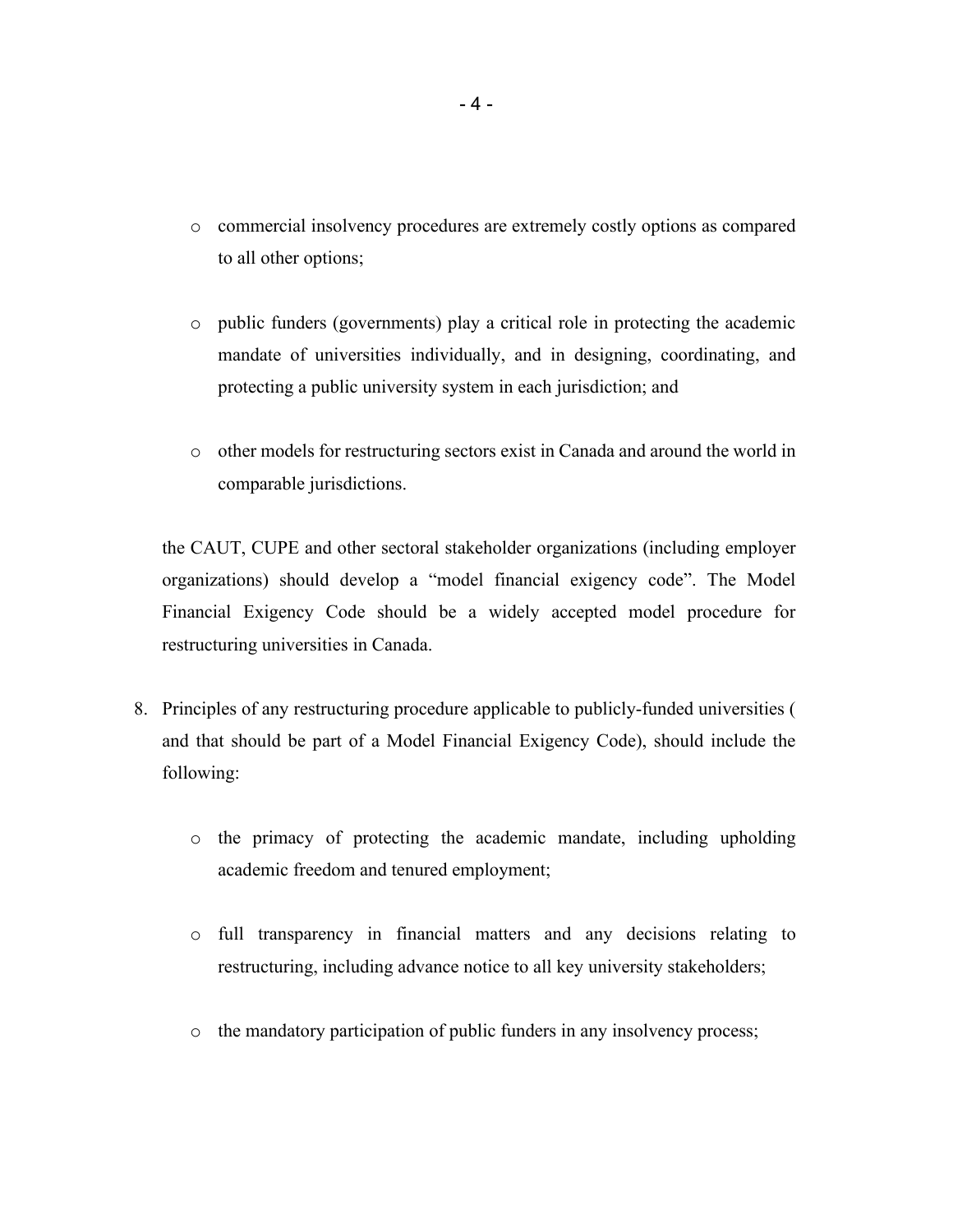- commercial insolvency procedures are extremely costly options as compared to all other options;

- public funders (governments) play a critical role in protecting the academic mandate of universities individually, and in designing, coordinating, and protecting a public university system in each jurisdiction; and

- other models for restructuring sectors exist in Canada and around the world in comparable jurisdictions.

the CAUT, CUPE and other sectoral stakeholder organizations (including employer organizations) should develop a "model financial exigency code". The Model Financial Exigency Code should be a widely accepted model procedure for restructuring universities in Canada.

8. Principles of any restructuring procedure applicable to publicly-funded universities ( and that should be part of a Model Financial Exigency Code), should include the following:

   - the primacy of protecting the academic mandate, including upholding academic freedom and tenured employment;

   - full transparency in financial matters and any decisions relating to restructuring, including advance notice to all key university stakeholders;

   - the mandatory participation of public funders in any insolvency process;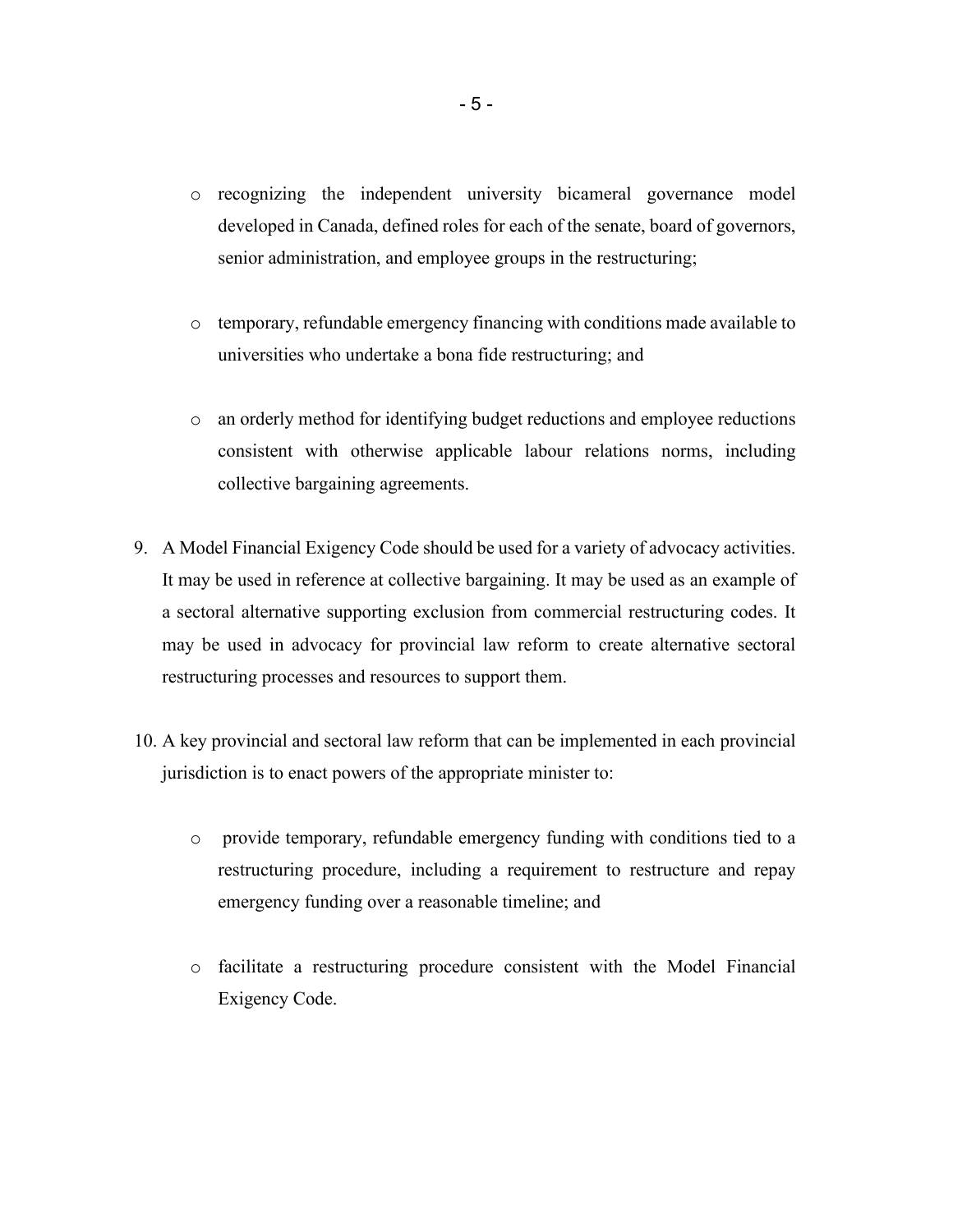- recognizing the independent university bicameral governance model developed in Canada, defined roles for each of the senate, board of governors, senior administration, and employee groups in the restructuring;

- temporary, refundable emergency financing with conditions made available to universities who undertake a bona fide restructuring; and

- an orderly method for identifying budget reductions and employee reductions consistent with otherwise applicable labour relations norms, including collective bargaining agreements.

9. A Model Financial Exigency Code should be used for a variety of advocacy activities. It may be used in reference at collective bargaining. It may be used as an example of a sectoral alternative supporting exclusion from commercial restructuring codes. It may be used in advocacy for provincial law reform to create alternative sectoral restructuring processes and resources to support them.

10. A key provincial and sectoral law reform that can be implemented in each provincial jurisdiction is to enact powers of the appropriate minister to:

    - provide temporary, refundable emergency funding with conditions tied to a restructuring procedure, including a requirement to restructure and repay emergency funding over a reasonable timeline; and

    - facilitate a restructuring procedure consistent with the Model Financial Exigency Code.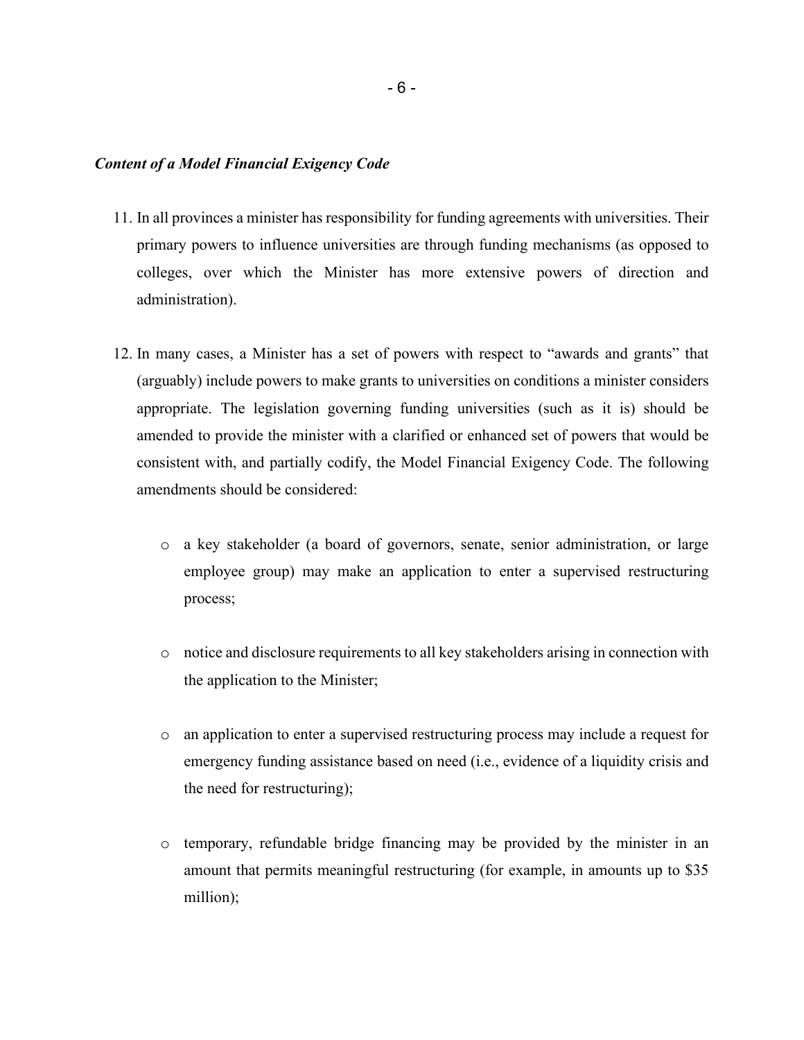### *Content of a Model Financial Exigency Code*

11. In all provinces a minister has responsibility for funding agreements with universities. Their primary powers to influence universities are through funding mechanisms (as opposed to colleges, over which the Minister has more extensive powers of direction and administration).

12. In many cases, a Minister has a set of powers with respect to "awards and grants" that (arguably) include powers to make grants to universities on conditions a minister considers appropriate. The legislation governing funding universities (such as it is) should be amended to provide the minister with a clarified or enhanced set of powers that would be consistent with, and partially codify, the Model Financial Exigency Code. The following amendments should be considered:

    - a key stakeholder (a board of governors, senate, senior administration, or large employee group) may make an application to enter a supervised restructuring process;

    - notice and disclosure requirements to all key stakeholders arising in connection with the application to the Minister;

    - an application to enter a supervised restructuring process may include a request for emergency funding assistance based on need (i.e., evidence of a liquidity crisis and the need for restructuring);

    - temporary, refundable bridge financing may be provided by the minister in an amount that permits meaningful restructuring (for example, in amounts up to $35 million);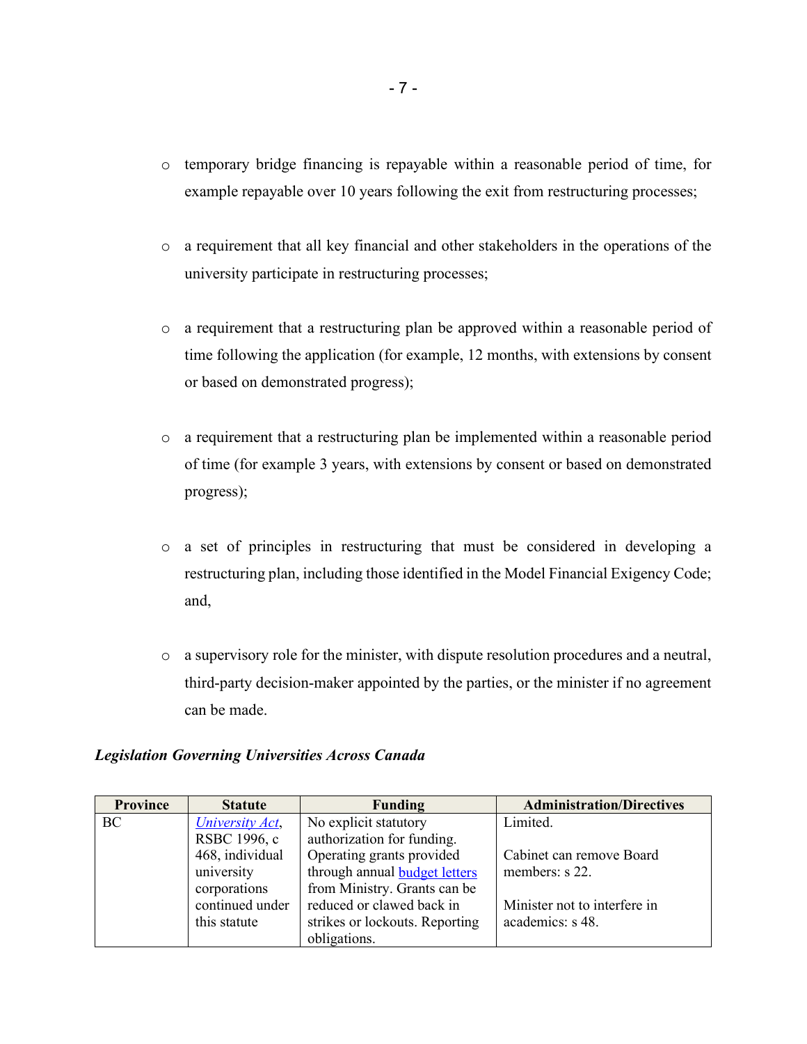- temporary bridge financing is repayable within a reasonable period of time, for example repayable over 10 years following the exit from restructuring processes;
- a requirement that all key financial and other stakeholders in the operations of the university participate in restructuring processes;
- a requirement that a restructuring plan be approved within a reasonable period of time following the application (for example, 12 months, with extensions by consent or based on demonstrated progress);
- a requirement that a restructuring plan be implemented within a reasonable period of time (for example 3 years, with extensions by consent or based on demonstrated progress);
- a set of principles in restructuring that must be considered in developing a restructuring plan, including those identified in the Model Financial Exigency Code; and,
- a supervisory role for the minister, with dispute resolution procedures and a neutral, third-party decision-maker appointed by the parties, or the minister if no agreement can be made.

***Legislation Governing Universities Across Canada***

| Province | Statute | Funding | Administration/Directives |
|---|---|---|---|
| BC | *University Act*, RSBC 1996, c 468, individual university corporations continued under this statute | No explicit statutory authorization for funding. Operating grants provided through annual budget letters from Ministry. Grants can be reduced or clawed back in strikes or lockouts. Reporting obligations. | Limited.<br><br>Cabinet can remove Board members: s 22.<br><br>Minister not to interfere in academics: s 48. |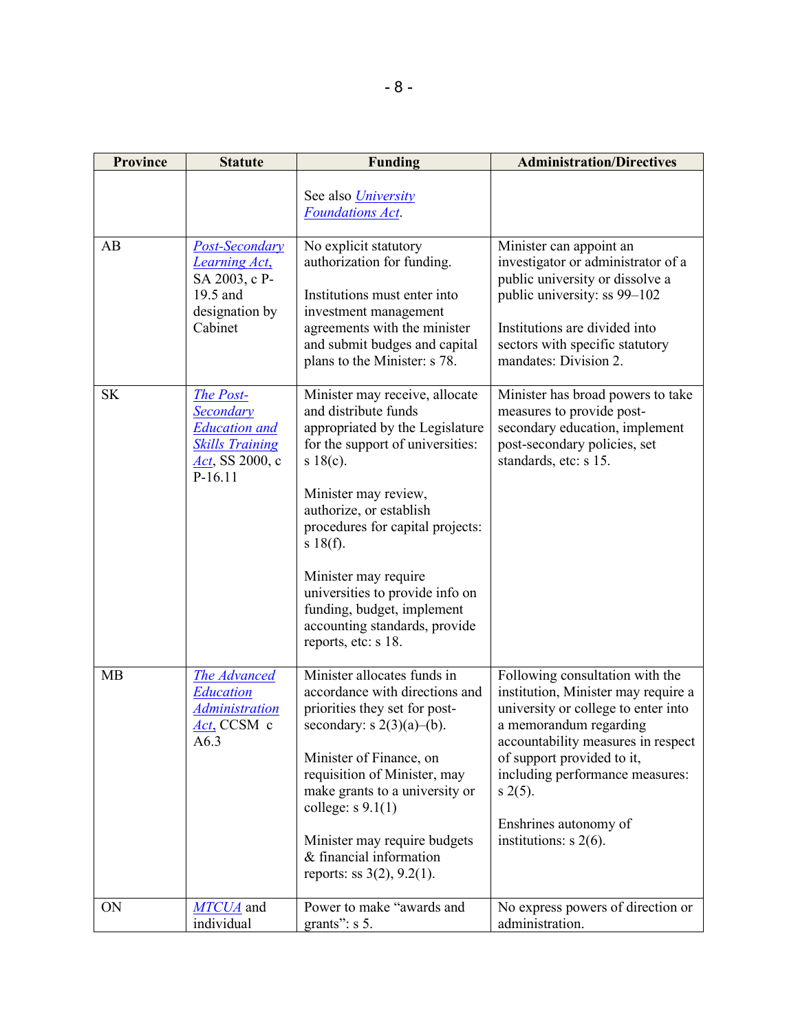| Province | Statute | Funding | Administration/Directives |
|---|---|---|---|
| | | See also *University Foundations Act*. | |
| AB | *Post-Secondary Learning Act,* SA 2003, c P-19.5 and designation by Cabinet | No explicit statutory authorization for funding. Institutions must enter into investment management agreements with the minister and submit budges and capital plans to the Minister: s 78. | Minister can appoint an investigator or administrator of a public university or dissolve a public university: ss 99–102 Institutions are divided into sectors with specific statutory mandates: Division 2. |
| SK | *The Post-Secondary Education and Skills Training Act*, SS 2000, c P-16.11 | Minister may receive, allocate and distribute funds appropriated by the Legislature for the support of universities: s 18(c). Minister may review, authorize, or establish procedures for capital projects: s 18(f). Minister may require universities to provide info on funding, budget, implement accounting standards, provide reports, etc: s 18. | Minister has broad powers to take measures to provide post-secondary education, implement post-secondary policies, set standards, etc: s 15. |
| MB | *The Advanced Education Administration Act,* CCSM c A6.3 | Minister allocates funds in accordance with directions and priorities they set for post-secondary: s 2(3)(a)–(b). Minister of Finance, on requisition of Minister, may make grants to a university or college: s 9.1(1) Minister may require budgets & financial information reports: ss 3(2), 9.2(1). | Following consultation with the institution, Minister may require a university or college to enter into a memorandum regarding accountability measures in respect of support provided to it, including performance measures: s 2(5). Enshrines autonomy of institutions: s 2(6). |
| ON | *MTCUA* and individual | Power to make "awards and grants": s 5. | No express powers of direction or administration. |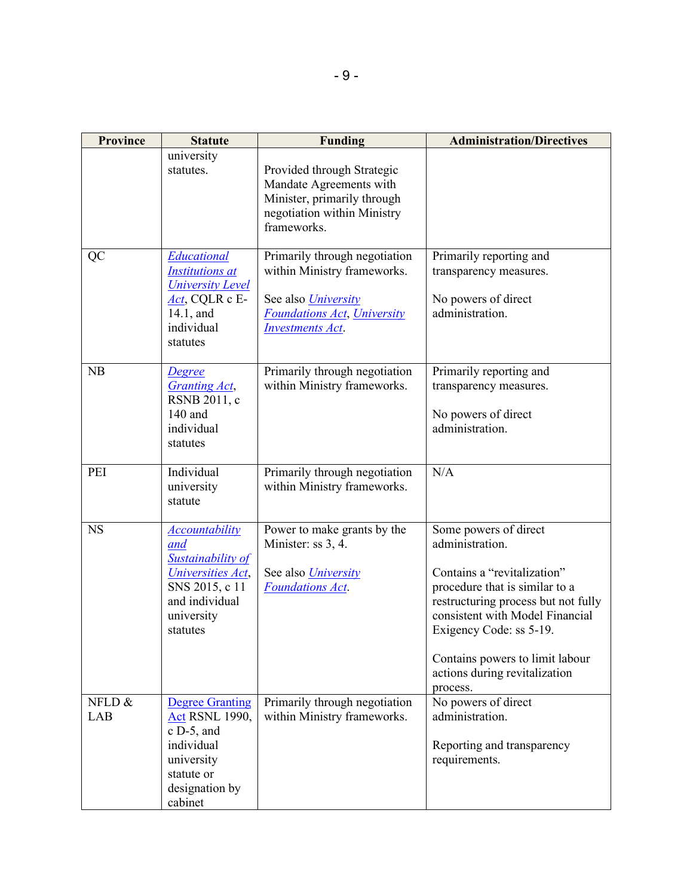| Province | Statute | Funding | Administration/Directives |
|---|---|---|---|
| | university statutes. | Provided through Strategic Mandate Agreements with Minister, primarily through negotiation within Ministry frameworks. | |
| QC | *Educational Institutions at University Level Act*, CQLR c E-14.1, and individual statutes | Primarily through negotiation within Ministry frameworks.<br><br>See also *University Foundations Act*, *University Investments Act*. | Primarily reporting and transparency measures.<br><br>No powers of direct administration. |
| NB | *Degree Granting Act*, RSNB 2011, c 140 and individual statutes | Primarily through negotiation within Ministry frameworks. | Primarily reporting and transparency measures.<br><br>No powers of direct administration. |
| PEI | Individual university statute | Primarily through negotiation within Ministry frameworks. | N/A |
| NS | *Accountability and Sustainability of Universities Act*, SNS 2015, c 11 and individual university statutes | Power to make grants by the Minister: ss 3, 4.<br><br>See also *University Foundations Act*. | Some powers of direct administration.<br><br>Contains a "revitalization" procedure that is similar to a restructuring process but not fully consistent with Model Financial Exigency Code: ss 5-19.<br><br>Contains powers to limit labour actions during revitalization process. |
| NFLD & LAB | Degree Granting Act RSNL 1990, c D-5, and individual university statute or designation by cabinet | Primarily through negotiation within Ministry frameworks. | No powers of direct administration.<br><br>Reporting and transparency requirements. |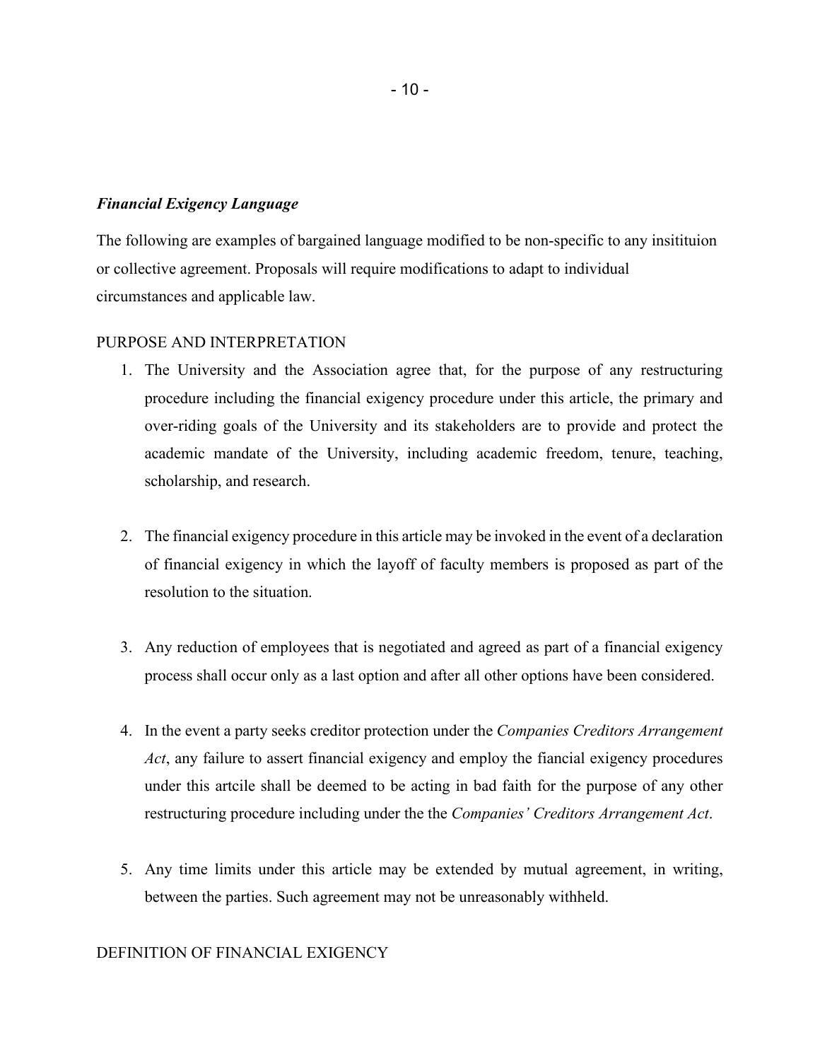***Financial Exigency Language***

The following are examples of bargained language modified to be non-specific to any insitituion or collective agreement. Proposals will require modifications to adapt to individual circumstances and applicable law.

PURPOSE AND INTERPRETATION

1. The University and the Association agree that, for the purpose of any restructuring procedure including the financial exigency procedure under this article, the primary and over-riding goals of the University and its stakeholders are to provide and protect the academic mandate of the University, including academic freedom, tenure, teaching, scholarship, and research.

2. The financial exigency procedure in this article may be invoked in the event of a declaration of financial exigency in which the layoff of faculty members is proposed as part of the resolution to the situation.

3. Any reduction of employees that is negotiated and agreed as part of a financial exigency process shall occur only as a last option and after all other options have been considered.

4. In the event a party seeks creditor protection under the *Companies Creditors Arrangement Act*, any failure to assert financial exigency and employ the fiancial exigency procedures under this artcile shall be deemed to be acting in bad faith for the purpose of any other restructuring procedure including under the the *Companies' Creditors Arrangement Act*.

5. Any time limits under this article may be extended by mutual agreement, in writing, between the parties. Such agreement may not be unreasonably withheld.

DEFINITION OF FINANCIAL EXIGENCY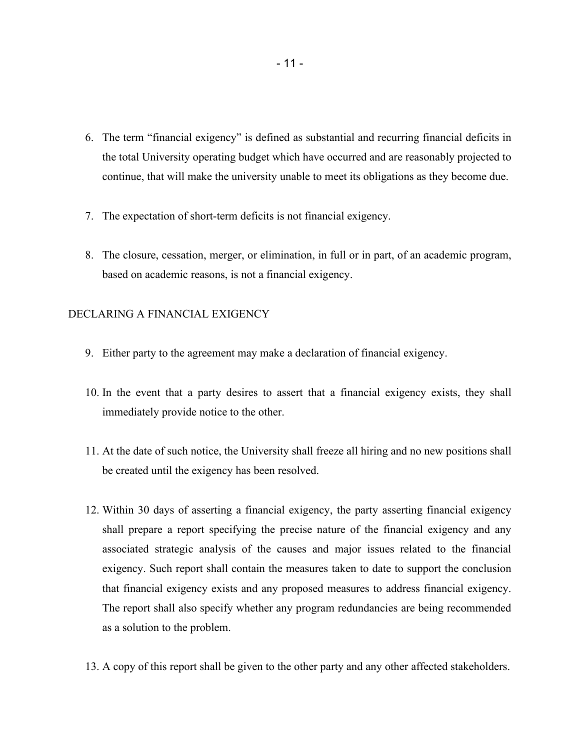6. The term “financial exigency” is defined as substantial and recurring financial deficits in the total University operating budget which have occurred and are reasonably projected to continue, that will make the university unable to meet its obligations as they become due.

7. The expectation of short-term deficits is not financial exigency.

8. The closure, cessation, merger, or elimination, in full or in part, of an academic program, based on academic reasons, is not a financial exigency.

## DECLARING A FINANCIAL EXIGENCY

9. Either party to the agreement may make a declaration of financial exigency.

10. In the event that a party desires to assert that a financial exigency exists, they shall immediately provide notice to the other.

11. At the date of such notice, the University shall freeze all hiring and no new positions shall be created until the exigency has been resolved.

12. Within 30 days of asserting a financial exigency, the party asserting financial exigency shall prepare a report specifying the precise nature of the financial exigency and any associated strategic analysis of the causes and major issues related to the financial exigency. Such report shall contain the measures taken to date to support the conclusion that financial exigency exists and any proposed measures to address financial exigency. The report shall also specify whether any program redundancies are being recommended as a solution to the problem.

13. A copy of this report shall be given to the other party and any other affected stakeholders.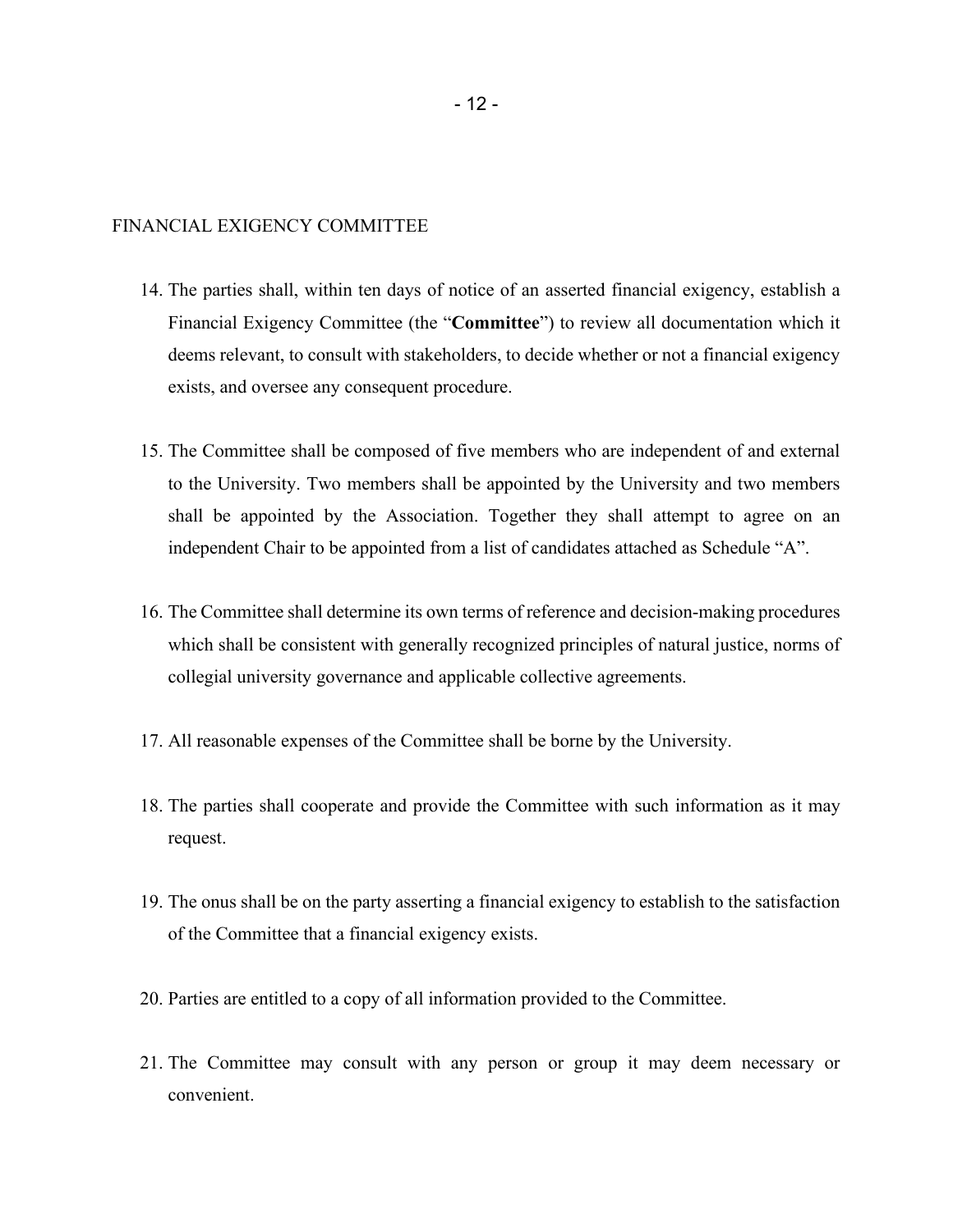## FINANCIAL EXIGENCY COMMITTEE

14. The parties shall, within ten days of notice of an asserted financial exigency, establish a Financial Exigency Committee (the "**Committee**") to review all documentation which it deems relevant, to consult with stakeholders, to decide whether or not a financial exigency exists, and oversee any consequent procedure.

15. The Committee shall be composed of five members who are independent of and external to the University. Two members shall be appointed by the University and two members shall be appointed by the Association. Together they shall attempt to agree on an independent Chair to be appointed from a list of candidates attached as Schedule "A".

16. The Committee shall determine its own terms of reference and decision-making procedures which shall be consistent with generally recognized principles of natural justice, norms of collegial university governance and applicable collective agreements.

17. All reasonable expenses of the Committee shall be borne by the University.

18. The parties shall cooperate and provide the Committee with such information as it may request.

19. The onus shall be on the party asserting a financial exigency to establish to the satisfaction of the Committee that a financial exigency exists.

20. Parties are entitled to a copy of all information provided to the Committee.

21. The Committee may consult with any person or group it may deem necessary or convenient.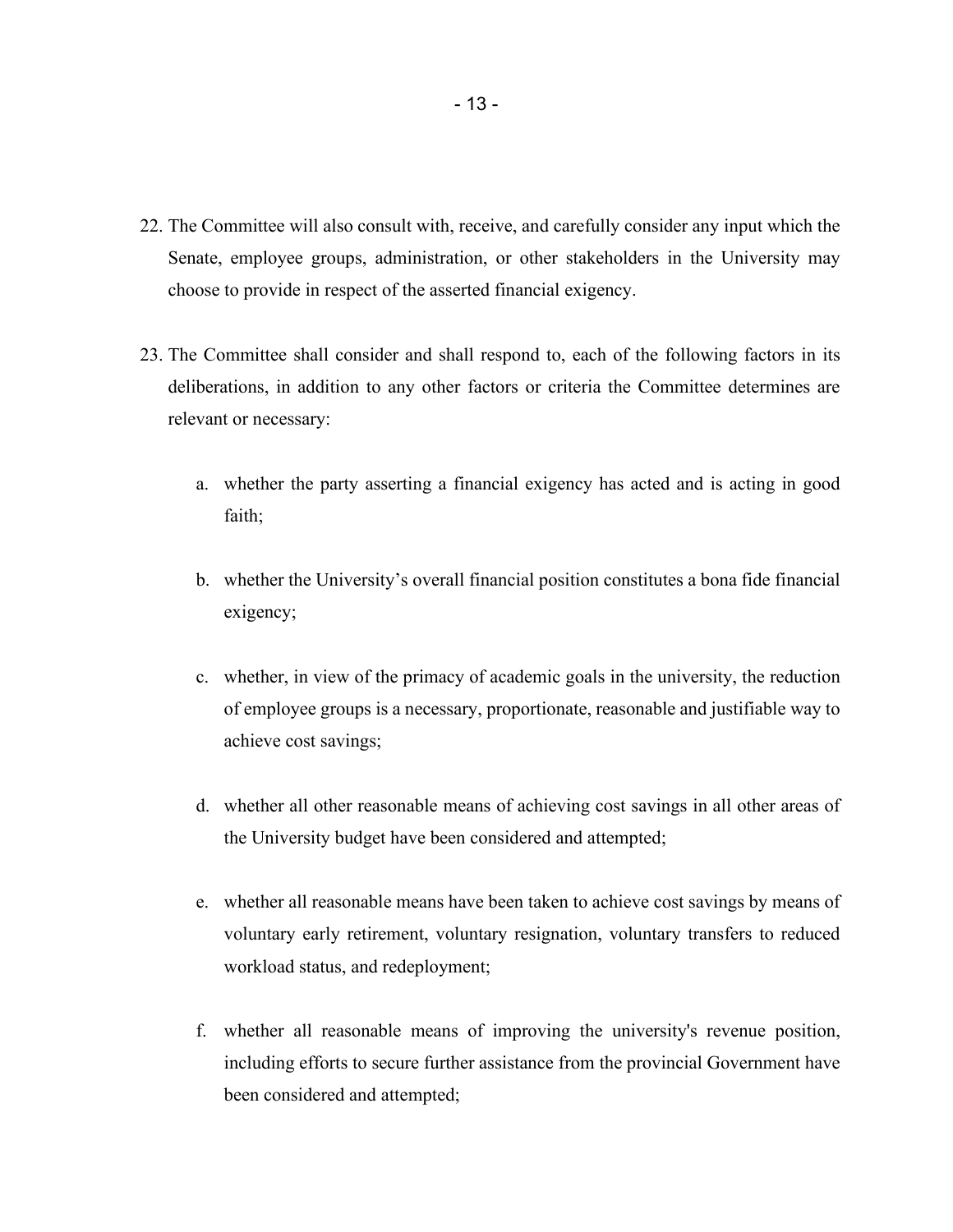22. The Committee will also consult with, receive, and carefully consider any input which the Senate, employee groups, administration, or other stakeholders in the University may choose to provide in respect of the asserted financial exigency.

23. The Committee shall consider and shall respond to, each of the following factors in its deliberations, in addition to any other factors or criteria the Committee determines are relevant or necessary:

    a. whether the party asserting a financial exigency has acted and is acting in good faith;

    b. whether the University's overall financial position constitutes a bona fide financial exigency;

    c. whether, in view of the primacy of academic goals in the university, the reduction of employee groups is a necessary, proportionate, reasonable and justifiable way to achieve cost savings;

    d. whether all other reasonable means of achieving cost savings in all other areas of the University budget have been considered and attempted;

    e. whether all reasonable means have been taken to achieve cost savings by means of voluntary early retirement, voluntary resignation, voluntary transfers to reduced workload status, and redeployment;

    f. whether all reasonable means of improving the university's revenue position, including efforts to secure further assistance from the provincial Government have been considered and attempted;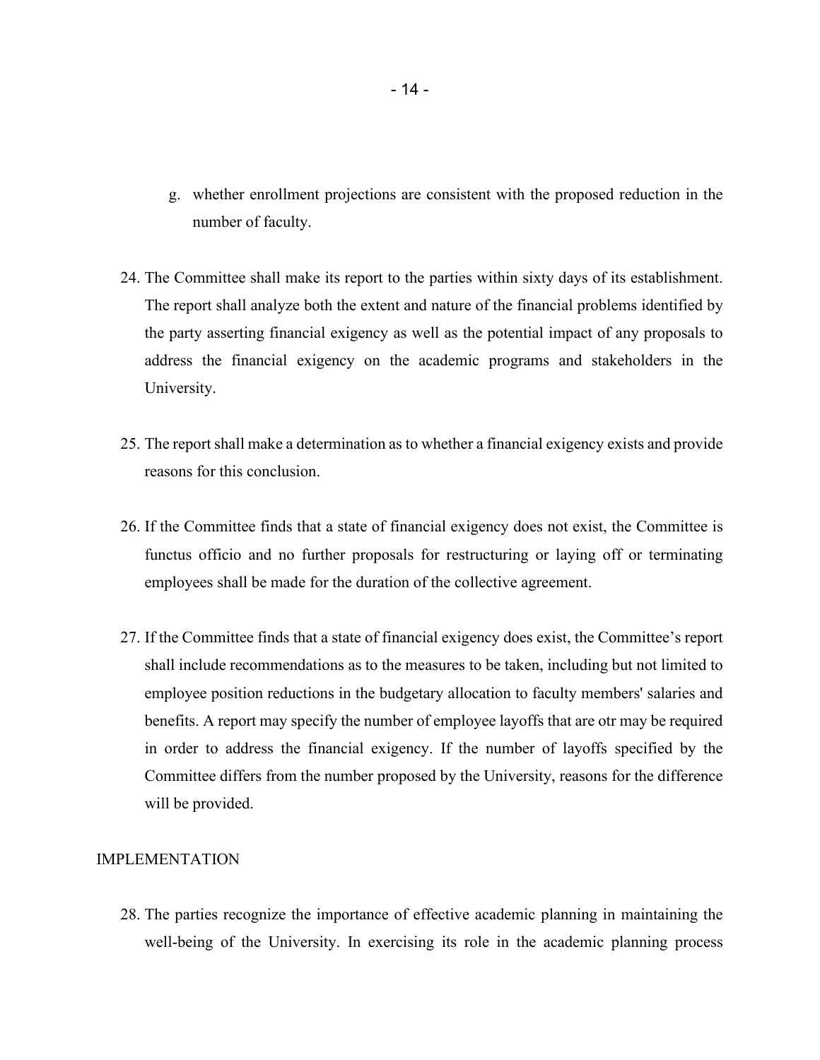g. whether enrollment projections are consistent with the proposed reduction in the number of faculty.

24. The Committee shall make its report to the parties within sixty days of its establishment. The report shall analyze both the extent and nature of the financial problems identified by the party asserting financial exigency as well as the potential impact of any proposals to address the financial exigency on the academic programs and stakeholders in the University.

25. The report shall make a determination as to whether a financial exigency exists and provide reasons for this conclusion.

26. If the Committee finds that a state of financial exigency does not exist, the Committee is functus officio and no further proposals for restructuring or laying off or terminating employees shall be made for the duration of the collective agreement.

27. If the Committee finds that a state of financial exigency does exist, the Committee's report shall include recommendations as to the measures to be taken, including but not limited to employee position reductions in the budgetary allocation to faculty members' salaries and benefits. A report may specify the number of employee layoffs that are otr may be required in order to address the financial exigency. If the number of layoffs specified by the Committee differs from the number proposed by the University, reasons for the difference will be provided.

IMPLEMENTATION

28. The parties recognize the importance of effective academic planning in maintaining the well-being of the University. In exercising its role in the academic planning process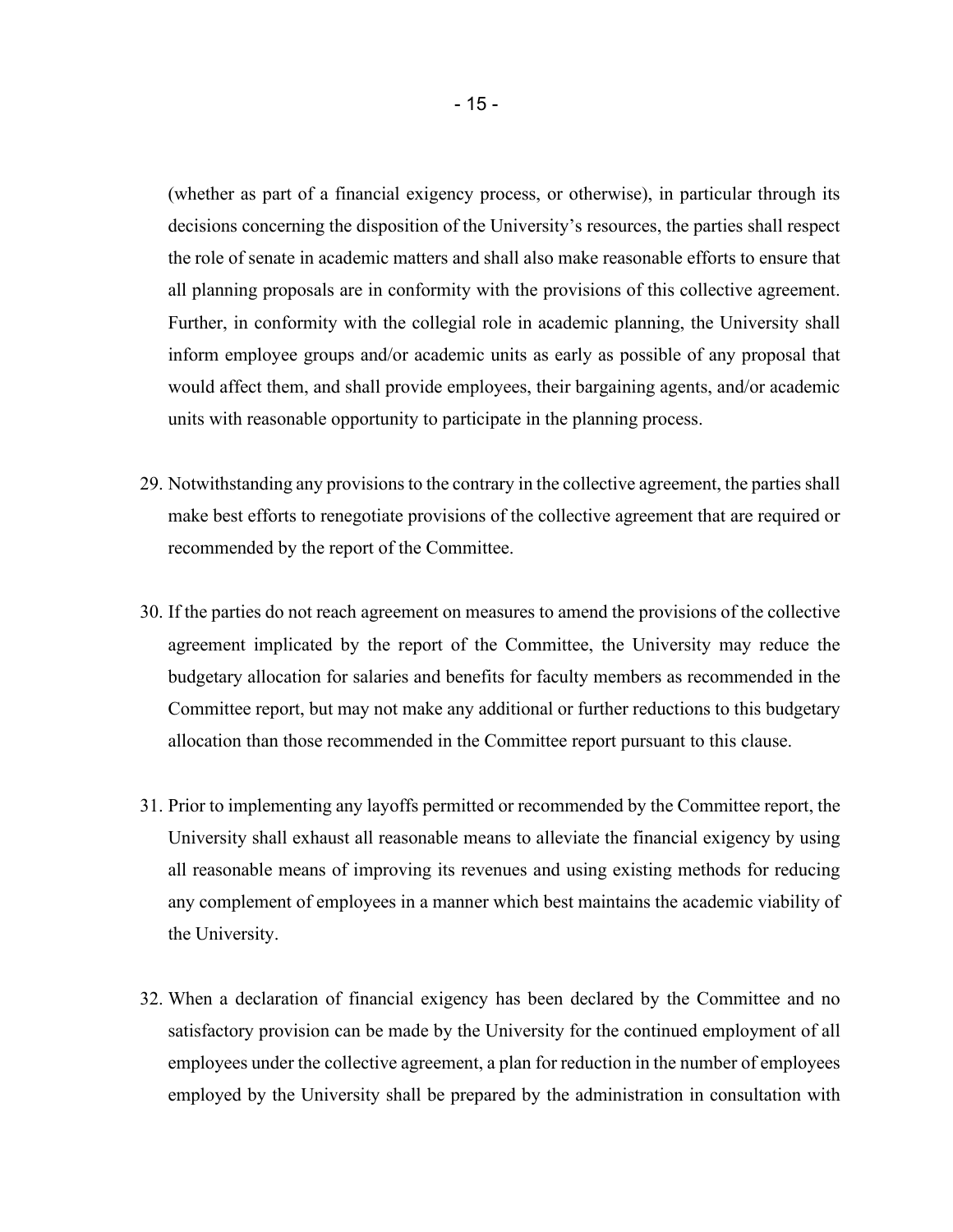(whether as part of a financial exigency process, or otherwise), in particular through its decisions concerning the disposition of the University's resources, the parties shall respect the role of senate in academic matters and shall also make reasonable efforts to ensure that all planning proposals are in conformity with the provisions of this collective agreement. Further, in conformity with the collegial role in academic planning, the University shall inform employee groups and/or academic units as early as possible of any proposal that would affect them, and shall provide employees, their bargaining agents, and/or academic units with reasonable opportunity to participate in the planning process.

29. Notwithstanding any provisions to the contrary in the collective agreement, the parties shall make best efforts to renegotiate provisions of the collective agreement that are required or recommended by the report of the Committee.

30. If the parties do not reach agreement on measures to amend the provisions of the collective agreement implicated by the report of the Committee, the University may reduce the budgetary allocation for salaries and benefits for faculty members as recommended in the Committee report, but may not make any additional or further reductions to this budgetary allocation than those recommended in the Committee report pursuant to this clause.

31. Prior to implementing any layoffs permitted or recommended by the Committee report, the University shall exhaust all reasonable means to alleviate the financial exigency by using all reasonable means of improving its revenues and using existing methods for reducing any complement of employees in a manner which best maintains the academic viability of the University.

32. When a declaration of financial exigency has been declared by the Committee and no satisfactory provision can be made by the University for the continued employment of all employees under the collective agreement, a plan for reduction in the number of employees employed by the University shall be prepared by the administration in consultation with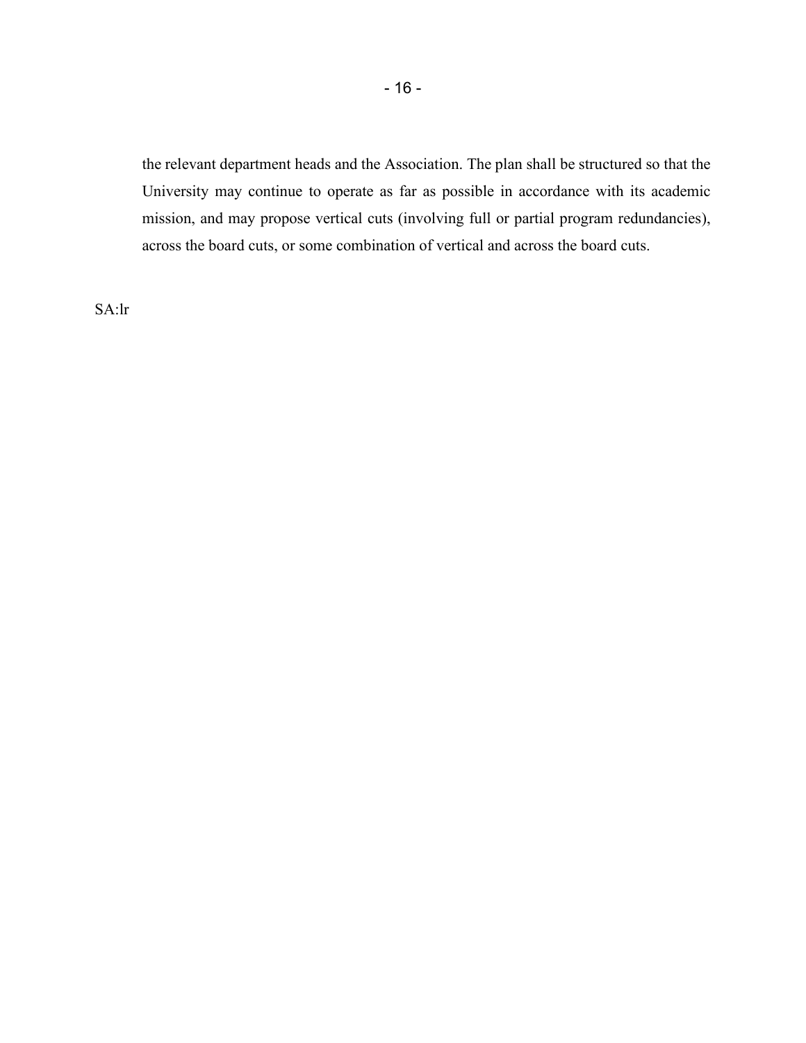the relevant department heads and the Association. The plan shall be structured so that the University may continue to operate as far as possible in accordance with its academic mission, and may propose vertical cuts (involving full or partial program redundancies), across the board cuts, or some combination of vertical and across the board cuts.

SA:lr